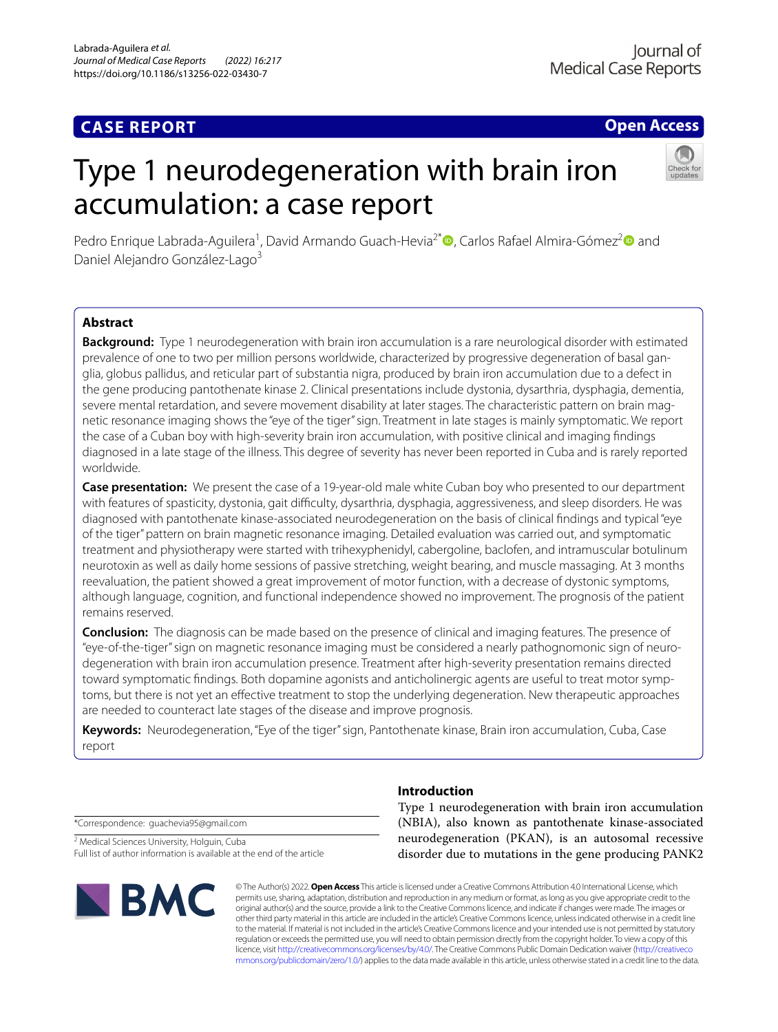**CASE REPORT** **Open Access**

# Type 1 neurodegeneration with brain iron accumulation: a case report

Pedro Enrique Labrada-Aguilera[1], David Armando Guach-Hevia[2*], Carlos Rafael Almira-Gómez[2] and Daniel Alejandro González-Lago[3]

## Abstract

**Background:** Type 1 neurodegeneration with brain iron accumulation is a rare neurological disorder with estimated prevalence of one to two per million persons worldwide, characterized by progressive degeneration of basal ganglia, globus pallidus, and reticular part of substantia nigra, produced by brain iron accumulation due to a defect in the gene producing pantothenate kinase 2. Clinical presentations include dystonia, dysarthria, dysphagia, dementia, severe mental retardation, and severe movement disability at later stages. The characteristic pattern on brain magnetic resonance imaging shows the "eye of the tiger" sign. Treatment in late stages is mainly symptomatic. We report the case of a Cuban boy with high-severity brain iron accumulation, with positive clinical and imaging findings diagnosed in a late stage of the illness. This degree of severity has never been reported in Cuba and is rarely reported worldwide.

**Case presentation:** We present the case of a 19-year-old male white Cuban boy who presented to our department with features of spasticity, dystonia, gait difficulty, dysarthria, dysphagia, aggressiveness, and sleep disorders. He was diagnosed with pantothenate kinase-associated neurodegeneration on the basis of clinical findings and typical "eye of the tiger" pattern on brain magnetic resonance imaging. Detailed evaluation was carried out, and symptomatic treatment and physiotherapy were started with trihexyphenidyl, cabergoline, baclofen, and intramuscular botulinum neurotoxin as well as daily home sessions of passive stretching, weight bearing, and muscle massaging. At 3 months reevaluation, the patient showed a great improvement of motor function, with a decrease of dystonic symptoms, although language, cognition, and functional independence showed no improvement. The prognosis of the patient remains reserved.

**Conclusion:** The diagnosis can be made based on the presence of clinical and imaging features. The presence of "eye-of-the-tiger" sign on magnetic resonance imaging must be considered a nearly pathognomonic sign of neurodegeneration with brain iron accumulation presence. Treatment after high-severity presentation remains directed toward symptomatic findings. Both dopamine agonists and anticholinergic agents are useful to treat motor symptoms, but there is not yet an effective treatment to stop the underlying degeneration. New therapeutic approaches are needed to counteract late stages of the disease and improve prognosis.

**Keywords:** Neurodegeneration, "Eye of the tiger" sign, Pantothenate kinase, Brain iron accumulation, Cuba, Case report

## Introduction

Type 1 neurodegeneration with brain iron accumulation (NBIA), also known as pantothenate kinase-associated neurodegeneration (PKAN), is an autosomal recessive disorder due to mutations in the gene producing PANK2

*Correspondence: guachevia95@gmail.com

[2] Medical Sciences University, Holguin, Cuba

Full list of author information is available at the end of the article

© The Author(s) 2022. **Open Access** This article is licensed under a Creative Commons Attribution 4.0 International License, which permits use, sharing, adaptation, distribution and reproduction in any medium or format, as long as you give appropriate credit to the original author(s) and the source, provide a link to the Creative Commons licence, and indicate if changes were made. The images or other third party material in this article are included in the article's Creative Commons licence, unless indicated otherwise in a credit line to the material. If material is not included in the article's Creative Commons licence and your intended use is not permitted by statutory regulation or exceeds the permitted use, you will need to obtain permission directly from the copyright holder. To view a copy of this licence, visit http://creativecommons.org/licenses/by/4.0/. The Creative Commons Public Domain Dedication waiver (http://creativecommons.org/publicdomain/zero/1.0/) applies to the data made available in this article, unless otherwise stated in a credit line to the data.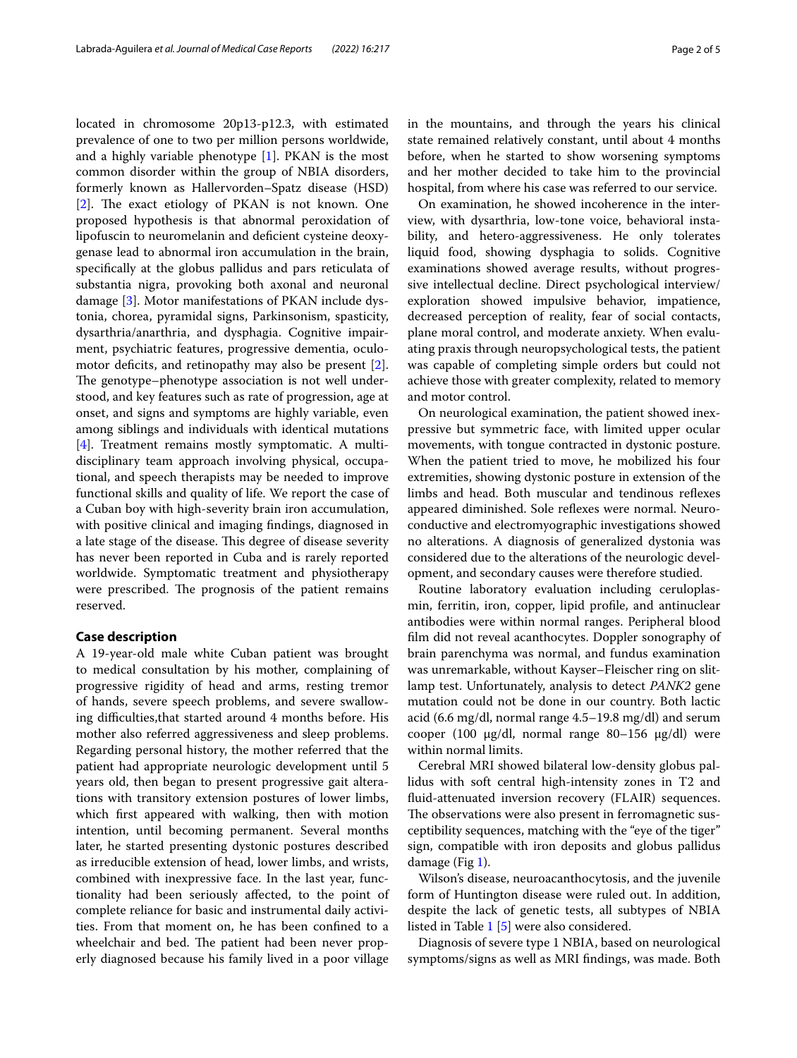located in chromosome 20p13-p12.3, with estimated prevalence of one to two per million persons worldwide, and a highly variable phenotype [1]. PKAN is the most common disorder within the group of NBIA disorders, formerly known as Hallervorden–Spatz disease (HSD) [2]. The exact etiology of PKAN is not known. One proposed hypothesis is that abnormal peroxidation of lipofuscin to neuromelanin and deficient cysteine deoxygenase lead to abnormal iron accumulation in the brain, specifically at the globus pallidus and pars reticulata of substantia nigra, provoking both axonal and neuronal damage [3]. Motor manifestations of PKAN include dystonia, chorea, pyramidal signs, Parkinsonism, spasticity, dysarthria/anarthria, and dysphagia. Cognitive impairment, psychiatric features, progressive dementia, oculomotor deficits, and retinopathy may also be present [2]. The genotype–phenotype association is not well understood, and key features such as rate of progression, age at onset, and signs and symptoms are highly variable, even among siblings and individuals with identical mutations [4]. Treatment remains mostly symptomatic. A multidisciplinary team approach involving physical, occupational, and speech therapists may be needed to improve functional skills and quality of life. We report the case of a Cuban boy with high-severity brain iron accumulation, with positive clinical and imaging findings, diagnosed in a late stage of the disease. This degree of disease severity has never been reported in Cuba and is rarely reported worldwide. Symptomatic treatment and physiotherapy were prescribed. The prognosis of the patient remains reserved.

## Case description

A 19-year-old male white Cuban patient was brought to medical consultation by his mother, complaining of progressive rigidity of head and arms, resting tremor of hands, severe speech problems, and severe swallowing difficulties,that started around 4 months before. His mother also referred aggressiveness and sleep problems. Regarding personal history, the mother referred that the patient had appropriate neurologic development until 5 years old, then began to present progressive gait alterations with transitory extension postures of lower limbs, which first appeared with walking, then with motion intention, until becoming permanent. Several months later, he started presenting dystonic postures described as irreducible extension of head, lower limbs, and wrists, combined with inexpressive face. In the last year, functionality had been seriously affected, to the point of complete reliance for basic and instrumental daily activities. From that moment on, he has been confined to a wheelchair and bed. The patient had been never properly diagnosed because his family lived in a poor village in the mountains, and through the years his clinical state remained relatively constant, until about 4 months before, when he started to show worsening symptoms and her mother decided to take him to the provincial hospital, from where his case was referred to our service.

On examination, he showed incoherence in the interview, with dysarthria, low-tone voice, behavioral instability, and hetero-aggressiveness. He only tolerates liquid food, showing dysphagia to solids. Cognitive examinations showed average results, without progressive intellectual decline. Direct psychological interview/exploration showed impulsive behavior, impatience, decreased perception of reality, fear of social contacts, plane moral control, and moderate anxiety. When evaluating praxis through neuropsychological tests, the patient was capable of completing simple orders but could not achieve those with greater complexity, related to memory and motor control.

On neurological examination, the patient showed inexpressive but symmetric face, with limited upper ocular movements, with tongue contracted in dystonic posture. When the patient tried to move, he mobilized his four extremities, showing dystonic posture in extension of the limbs and head. Both muscular and tendinous reflexes appeared diminished. Sole reflexes were normal. Neuroconductive and electromyographic investigations showed no alterations. A diagnosis of generalized dystonia was considered due to the alterations of the neurologic development, and secondary causes were therefore studied.

Routine laboratory evaluation including ceruloplasmin, ferritin, iron, copper, lipid profile, and antinuclear antibodies were within normal ranges. Peripheral blood film did not reveal acanthocytes. Doppler sonography of brain parenchyma was normal, and fundus examination was unremarkable, without Kayser–Fleischer ring on slit-lamp test. Unfortunately, analysis to detect *PANK2* gene mutation could not be done in our country. Both lactic acid (6.6 mg/dl, normal range 4.5–19.8 mg/dl) and serum cooper (100 μg/dl, normal range 80–156 μg/dl) were within normal limits.

Cerebral MRI showed bilateral low-density globus pallidus with soft central high-intensity zones in T2 and fluid-attenuated inversion recovery (FLAIR) sequences. The observations were also present in ferromagnetic susceptibility sequences, matching with the "eye of the tiger" sign, compatible with iron deposits and globus pallidus damage (Fig 1).

Wilson's disease, neuroacanthocytosis, and the juvenile form of Huntington disease were ruled out. In addition, despite the lack of genetic tests, all subtypes of NBIA listed in Table 1 [5] were also considered.

Diagnosis of severe type 1 NBIA, based on neurological symptoms/signs as well as MRI findings, was made. Both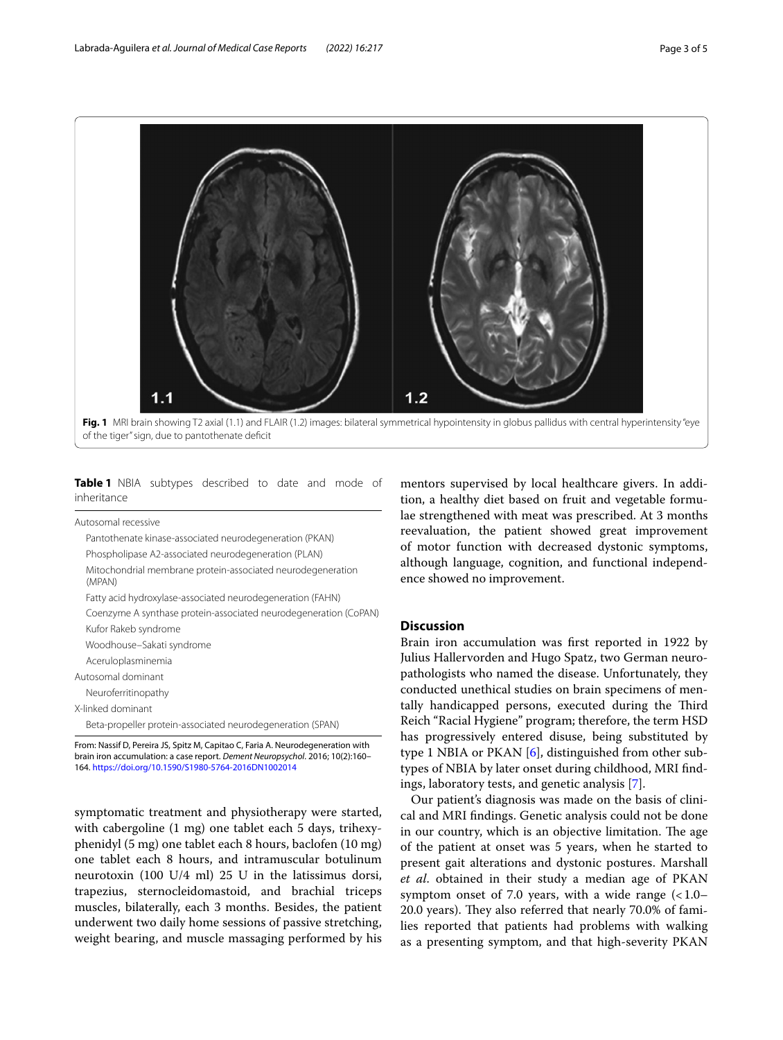**Fig. 1** MRI brain showing T2 axial (1.1) and FLAIR (1.2) images: bilateral symmetrical hypointensity in globus pallidus with central hyperintensity "eye of the tiger" sign, due to pantothenate deficit

**Table 1** NBIA subtypes described to date and mode of inheritance

| |
|---|
| Autosomal recessive |
| Pantothenate kinase-associated neurodegeneration (PKAN) |
| Phospholipase A2-associated neurodegeneration (PLAN) |
| Mitochondrial membrane protein-associated neurodegeneration (MPAN) |
| Fatty acid hydroxylase-associated neurodegeneration (FAHN) |
| Coenzyme A synthase protein-associated neurodegeneration (CoPAN) |
| Kufor Rakeb syndrome |
| Woodhouse–Sakati syndrome |
| Aceruloplasminemia |
| Autosomal dominant |
| Neuroferritinopathy |
| X-linked dominant |
| Beta-propeller protein-associated neurodegeneration (SPAN) |

From: Nassif D, Pereira JS, Spitz M, Capitao C, Faria A. Neurodegeneration with brain iron accumulation: a case report. *Dement Neuropsychol*. 2016; 10(2):160–164. https://doi.org/10.1590/S1980-5764-2016DN1002014

symptomatic treatment and physiotherapy were started, with cabergoline (1 mg) one tablet each 5 days, trihexyphenidyl (5 mg) one tablet each 8 hours, baclofen (10 mg) one tablet each 8 hours, and intramuscular botulinum neurotoxin (100 U/4 ml) 25 U in the latissimus dorsi, trapezius, sternocleidomastoid, and brachial triceps muscles, bilaterally, each 3 months. Besides, the patient underwent two daily home sessions of passive stretching, weight bearing, and muscle massaging performed by his mentors supervised by local healthcare givers. In addition, a healthy diet based on fruit and vegetable formulae strengthened with meat was prescribed. At 3 months reevaluation, the patient showed great improvement of motor function with decreased dystonic symptoms, although language, cognition, and functional independence showed no improvement.

## Discussion

Brain iron accumulation was first reported in 1922 by Julius Hallervorden and Hugo Spatz, two German neuropathologists who named the disease. Unfortunately, they conducted unethical studies on brain specimens of mentally handicapped persons, executed during the Third Reich "Racial Hygiene" program; therefore, the term HSD has progressively entered disuse, being substituted by type 1 NBIA or PKAN [6], distinguished from other subtypes of NBIA by later onset during childhood, MRI findings, laboratory tests, and genetic analysis [7].

Our patient's diagnosis was made on the basis of clinical and MRI findings. Genetic analysis could not be done in our country, which is an objective limitation. The age of the patient at onset was 5 years, when he started to present gait alterations and dystonic postures. Marshall *et al.* obtained in their study a median age of PKAN symptom onset of 7.0 years, with a wide range (< 1.0–20.0 years). They also referred that nearly 70.0% of families reported that patients had problems with walking as a presenting symptom, and that high-severity PKAN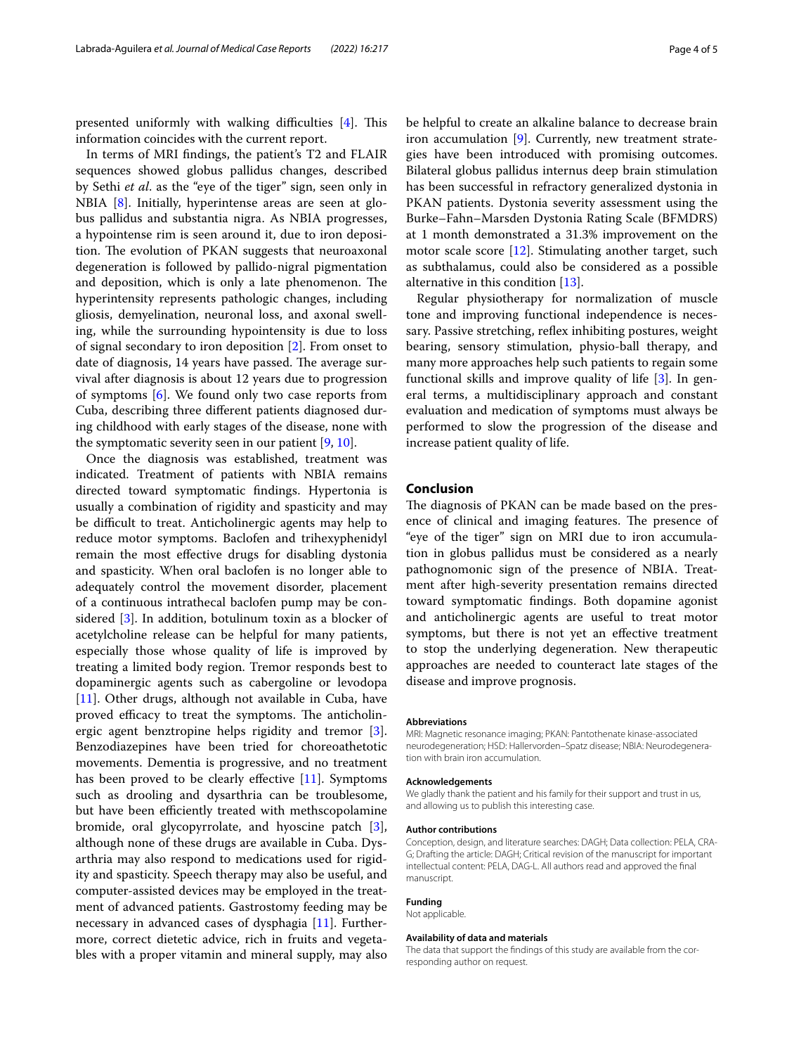presented uniformly with walking difficulties [4]. This information coincides with the current report.

In terms of MRI findings, the patient's T2 and FLAIR sequences showed globus pallidus changes, described by Sethi *et al*. as the "eye of the tiger" sign, seen only in NBIA [8]. Initially, hyperintense areas are seen at globus pallidus and substantia nigra. As NBIA progresses, a hypointense rim is seen around it, due to iron deposition. The evolution of PKAN suggests that neuroaxonal degeneration is followed by pallido-nigral pigmentation and deposition, which is only a late phenomenon. The hyperintensity represents pathologic changes, including gliosis, demyelination, neuronal loss, and axonal swelling, while the surrounding hypointensity is due to loss of signal secondary to iron deposition [2]. From onset to date of diagnosis, 14 years have passed. The average survival after diagnosis is about 12 years due to progression of symptoms [6]. We found only two case reports from Cuba, describing three different patients diagnosed during childhood with early stages of the disease, none with the symptomatic severity seen in our patient [9, 10].

Once the diagnosis was established, treatment was indicated. Treatment of patients with NBIA remains directed toward symptomatic findings. Hypertonia is usually a combination of rigidity and spasticity and may be difficult to treat. Anticholinergic agents may help to reduce motor symptoms. Baclofen and trihexyphenidyl remain the most effective drugs for disabling dystonia and spasticity. When oral baclofen is no longer able to adequately control the movement disorder, placement of a continuous intrathecal baclofen pump may be considered [3]. In addition, botulinum toxin as a blocker of acetylcholine release can be helpful for many patients, especially those whose quality of life is improved by treating a limited body region. Tremor responds best to dopaminergic agents such as cabergoline or levodopa [11]. Other drugs, although not available in Cuba, have proved efficacy to treat the symptoms. The anticholinergic agent benztropine helps rigidity and tremor [3]. Benzodiazepines have been tried for choreoathetotic movements. Dementia is progressive, and no treatment has been proved to be clearly effective [11]. Symptoms such as drooling and dysarthria can be troublesome, but have been efficiently treated with methscopolamine bromide, oral glycopyrrolate, and hyoscine patch [3], although none of these drugs are available in Cuba. Dysarthria may also respond to medications used for rigidity and spasticity. Speech therapy may also be useful, and computer-assisted devices may be employed in the treatment of advanced patients. Gastrostomy feeding may be necessary in advanced cases of dysphagia [11]. Furthermore, correct dietetic advice, rich in fruits and vegetables with a proper vitamin and mineral supply, may also be helpful to create an alkaline balance to decrease brain iron accumulation [9]. Currently, new treatment strategies have been introduced with promising outcomes. Bilateral globus pallidus internus deep brain stimulation has been successful in refractory generalized dystonia in PKAN patients. Dystonia severity assessment using the Burke–Fahn–Marsden Dystonia Rating Scale (BFMDRS) at 1 month demonstrated a 31.3% improvement on the motor scale score [12]. Stimulating another target, such as subthalamus, could also be considered as a possible alternative in this condition [13].

Regular physiotherapy for normalization of muscle tone and improving functional independence is necessary. Passive stretching, reflex inhibiting postures, weight bearing, sensory stimulation, physio-ball therapy, and many more approaches help such patients to regain some functional skills and improve quality of life [3]. In general terms, a multidisciplinary approach and constant evaluation and medication of symptoms must always be performed to slow the progression of the disease and increase patient quality of life.

## Conclusion

The diagnosis of PKAN can be made based on the presence of clinical and imaging features. The presence of "eye of the tiger" sign on MRI due to iron accumulation in globus pallidus must be considered as a nearly pathognomonic sign of the presence of NBIA. Treatment after high-severity presentation remains directed toward symptomatic findings. Both dopamine agonist and anticholinergic agents are useful to treat motor symptoms, but there is not yet an effective treatment to stop the underlying degeneration. New therapeutic approaches are needed to counteract late stages of the disease and improve prognosis.

#### Abbreviations

MRI: Magnetic resonance imaging; PKAN: Pantothenate kinase-associated neurodegeneration; HSD: Hallervorden–Spatz disease; NBIA: Neurodegeneration with brain iron accumulation.

#### Acknowledgements

We gladly thank the patient and his family for their support and trust in us, and allowing us to publish this interesting case.

#### Author contributions

Conception, design, and literature searches: DAGH; Data collection: PELA, CRA-G; Drafting the article: DAGH; Critical revision of the manuscript for important intellectual content: PELA, DAG-L. All authors read and approved the final manuscript.

#### Funding

Not applicable.

#### Availability of data and materials

The data that support the findings of this study are available from the corresponding author on request.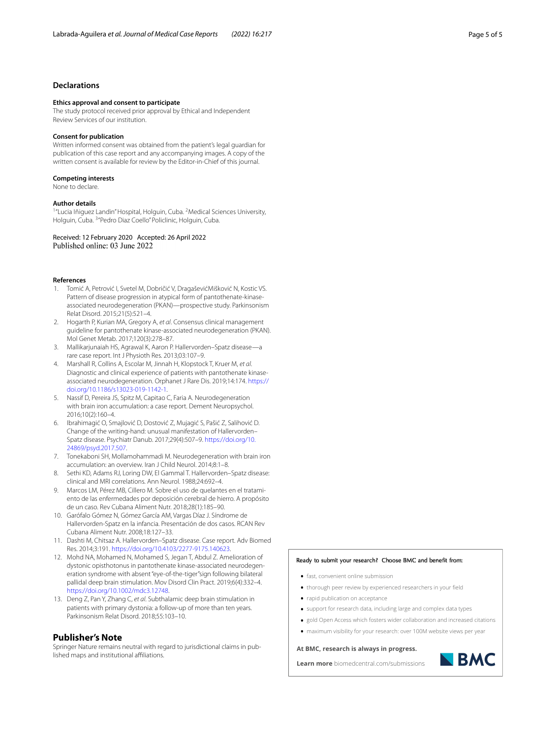## Declarations

### Ethics approval and consent to participate

The study protocol received prior approval by Ethical and Independent Review Services of our institution.

### Consent for publication

Written informed consent was obtained from the patient's legal guardian for publication of this case report and any accompanying images. A copy of the written consent is available for review by the Editor-in-Chief of this journal.

### Competing interests

None to declare.

### Author details

[1]"Lucia Iñiguez Landin" Hospital, Holguin, Cuba. [2]Medical Sciences University, Holguin, Cuba. [3]"Pedro Diaz Coello" Policlinic, Holguin, Cuba.

Received: 12 February 2020 Accepted: 26 April 2022
Published online: 03 June 2022

### References

1. Tomić A, Petrović I, Svetel M, Dobričić V, DragaševićMišković N, Kostic VS. Pattern of disease progression in atypical form of pantothenate-kinase-associated neurodegeneration (PKAN)—prospective study. Parkinsonism Relat Disord. 2015;21(5):521–4.
2. Hogarth P, Kurian MA, Gregory A, *et al*. Consensus clinical management guideline for pantothenate kinase-associated neurodegeneration (PKAN). Mol Genet Metab. 2017;120(3):278–87.
3. Mallikarjunaiah HS, Agrawal K, Aaron P. Hallervorden–Spatz disease—a rare case report. Int J Physioth Res. 2013;03:107–9.
4. Marshall R, Collins A, Escolar M, Jinnah H, Klopstock T, Kruer M, *et al*. Diagnostic and clinical experience of patients with pantothenate kinase-associated neurodegeneration. Orphanet J Rare Dis. 2019;14:174. https://doi.org/10.1186/s13023-019-1142-1.
5. Nassif D, Pereira JS, Spitz M, Capitao C, Faria A. Neurodegeneration with brain iron accumulation: a case report. Dement Neuropsychol. 2016;10(2):160–4.
6. Ibrahimagić O, Smajlović D, Dostović Z, Mujagić S, Pašić Z, Salihović D. Change of the writing-hand: unusual manifestation of Hallervorden–Spatz disease. Psychiatr Danub. 2017;29(4):507–9. https://doi.org/10.24869/psyd.2017.507.
7. Tonekaboni SH, Mollamohammadi M. Neurodegeneration with brain iron accumulation: an overview. Iran J Child Neurol. 2014;8:1–8.
8. Sethi KD, Adams RJ, Loring DW, El Gammal T. Hallervorden–Spatz disease: clinical and MRI correlations. Ann Neurol. 1988;24:692–4.
9. Marcos LM, Pérez MB, Cillero M. Sobre el uso de quelantes en el tratamiento de las enfermedades por deposición cerebral de hierro. A propósito de un caso. Rev Cubana Aliment Nutr. 2018;28(1):185–90.
10. Garófalo Gómez N, Gómez García AM, Vargas Díaz J. Síndrome de Hallervorden-Spatz en la infancia. Presentación de dos casos. RCAN Rev Cubana Aliment Nutr. 2008;18:127–33.
11. Dashti M, Chitsaz A. Hallervorden–Spatz disease. Case report. Adv Biomed Res. 2014;3:191. https://doi.org/10.4103/2277-9175.140623.
12. Mohd NA, Mohamed N, Mohamed S, Jegan T, Abdul Z. Amelioration of dystonic opisthotonus in pantothenate kinase-associated neurodegeneration syndrome with absent "eye-of-the-tiger" sign following bilateral pallidal deep brain stimulation. Mov Disord Clin Pract. 2019;6(4):332–4. https://doi.org/10.1002/mdc3.12748.
13. Deng Z, Pan Y, Zhang C, *et al*. Subthalamic deep brain stimulation in patients with primary dystonia: a follow-up of more than ten years. Parkinsonism Relat Disord. 2018;55:103–10.

## Publisher's Note

Springer Nature remains neutral with regard to jurisdictional claims in published maps and institutional affiliations.

Ready to submit your research? Choose BMC and benefit from:

- fast, convenient online submission
- thorough peer review by experienced researchers in your field
- rapid publication on acceptance
- support for research data, including large and complex data types
- gold Open Access which fosters wider collaboration and increased citations
- maximum visibility for your research: over 100M website views per year

**At BMC, research is always in progress.**

**Learn more** biomedcentral.com/submissions